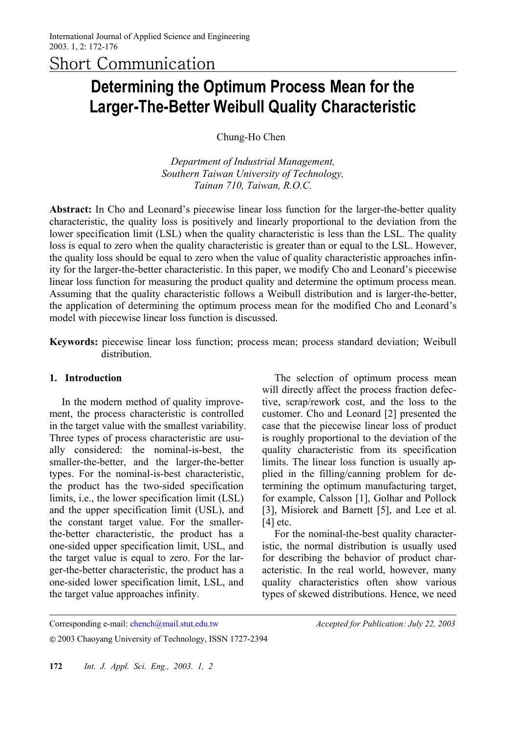Short Communication

# Determining the Optimum Process Mean for the Larger-The-Better Weibull Quality Characteristic

Chung-Ho Chen

*Department of Industrial Management, Southern Taiwan University of Technology, Tainan 710, Taiwan, R.O.C.*

**Abstract:** In Cho and Leonard's piecewise linear loss function for the larger-the-better quality characteristic, the quality loss is positively and linearly proportional to the deviation from the lower specification limit (LSL) when the quality characteristic is less than the LSL. The quality loss is equal to zero when the quality characteristic is greater than or equal to the LSL. However, the quality loss should be equal to zero when the value of quality characteristic approaches infinity for the larger-the-better characteristic. In this paper, we modify Cho and Leonard's piecewise linear loss function for measuring the product quality and determine the optimum process mean. Assuming that the quality characteristic follows a Weibull distribution and is larger-the-better, the application of determining the optimum process mean for the modified Cho and Leonard's model with piecewise linear loss function is discussed.

**Keywords:** piecewise linear loss function; process mean; process standard deviation; Weibull distribution.

## 1. Introduction

In the modern method of quality improvement, the process characteristic is controlled in the target value with the smallest variability. Three types of process characteristic are usually considered: the nominal-is-best, the smaller-the-better, and the larger-the-better types. For the nominal-is-best characteristic, the product has the two-sided specification limits, i.e., the lower specification limit (LSL) and the upper specification limit (USL), and the constant target value. For the smaller-the-better characteristic, the product has a one-sided upper specification limit, USL, and the target value is equal to zero. For the larger-the-better characteristic, the product has a one-sided lower specification limit, LSL, and the target value approaches infinity.

The selection of optimum process mean will directly affect the process fraction defective, scrap/rework cost, and the loss to the customer. Cho and Leonard [2] presented the case that the piecewise linear loss of product is roughly proportional to the deviation of the quality characteristic from its specification limits. The linear loss function is usually applied in the filling/canning problem for determining the optimum manufacturing target, for example, Calsson [1], Golhar and Pollock [3], Misiorek and Barnett [5], and Lee et al. [4] etc.

For the nominal-the-best quality characteristic, the normal distribution is usually used for describing the behavior of product characteristic. In the real world, however, many quality characteristics often show various types of skewed distributions. Hence, we need

Corresponding e-mail: chench@mail.stut.edu.tw

*Accepted for Publication: July 22, 2003*

© 2003 Chaoyang University of Technology, ISSN 1727-2394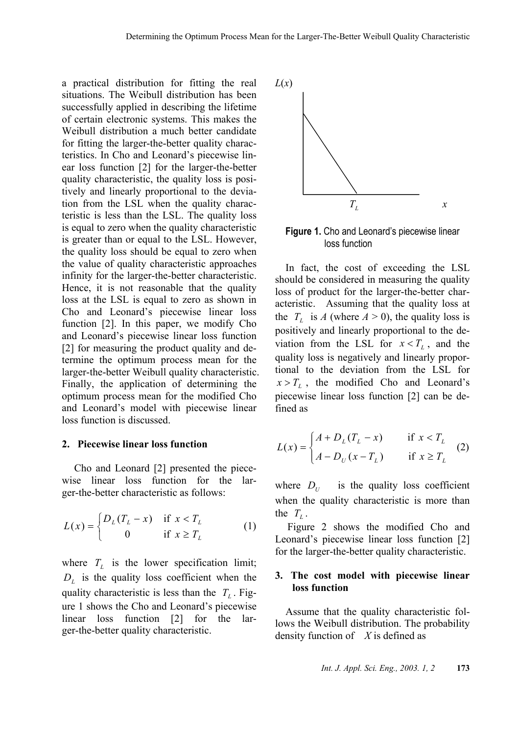a practical distribution for fitting the real situations. The Weibull distribution has been successfully applied in describing the lifetime of certain electronic systems. This makes the Weibull distribution a much better candidate for fitting the larger-the-better quality characteristics. In Cho and Leonard's piecewise linear loss function [2] for the larger-the-better quality characteristic, the quality loss is positively and linearly proportional to the deviation from the LSL when the quality characteristic is less than the LSL. The quality loss is equal to zero when the quality characteristic is greater than or equal to the LSL. However, the quality loss should be equal to zero when the value of quality characteristic approaches infinity for the larger-the-better characteristic. Hence, it is not reasonable that the quality loss at the LSL is equal to zero as shown in Cho and Leonard's piecewise linear loss function [2]. In this paper, we modify Cho and Leonard's piecewise linear loss function [2] for measuring the product quality and determine the optimum process mean for the larger-the-better Weibull quality characteristic. Finally, the application of determining the optimum process mean for the modified Cho and Leonard's model with piecewise linear loss function is discussed.

## 2. Piecewise linear loss function

Cho and Leonard [2] presented the piecewise linear loss function for the larger-the-better characteristic as follows:

$$L(x) = \begin{cases} D_L(T_L - x) & \text{if } x < T_L \\ 0 & \text{if } x \geq T_L \end{cases} \tag{1}$$

where $T_L$ is the lower specification limit; $D_L$ is the quality loss coefficient when the quality characteristic is less than the $T_L$. Figure 1 shows the Cho and Leonard's piecewise linear loss function [2] for the larger-the-better quality characteristic.

**Figure 1.** Cho and Leonard's piecewise linear loss function

In fact, the cost of exceeding the LSL should be considered in measuring the quality loss of product for the larger-the-better characteristic. Assuming that the quality loss at the $T_L$ is $A$ (where $A > 0$), the quality loss is positively and linearly proportional to the deviation from the LSL for $x < T_L$, and the quality loss is negatively and linearly proportional to the deviation from the LSL for $x > T_L$, the modified Cho and Leonard's piecewise linear loss function [2] can be defined as

$$L(x) = \begin{cases} A + D_L(T_L - x) & \text{if } x < T_L \\ A - D_U(x - T_L) & \text{if } x \geq T_L \end{cases} \tag{2}$$

where $D_U$ is the quality loss coefficient when the quality characteristic is more than the $T_L$.

Figure 2 shows the modified Cho and Leonard's piecewise linear loss function [2] for the larger-the-better quality characteristic.

## 3. The cost model with piecewise linear loss function

Assume that the quality characteristic follows the Weibull distribution. The probability density function of $X$ is defined as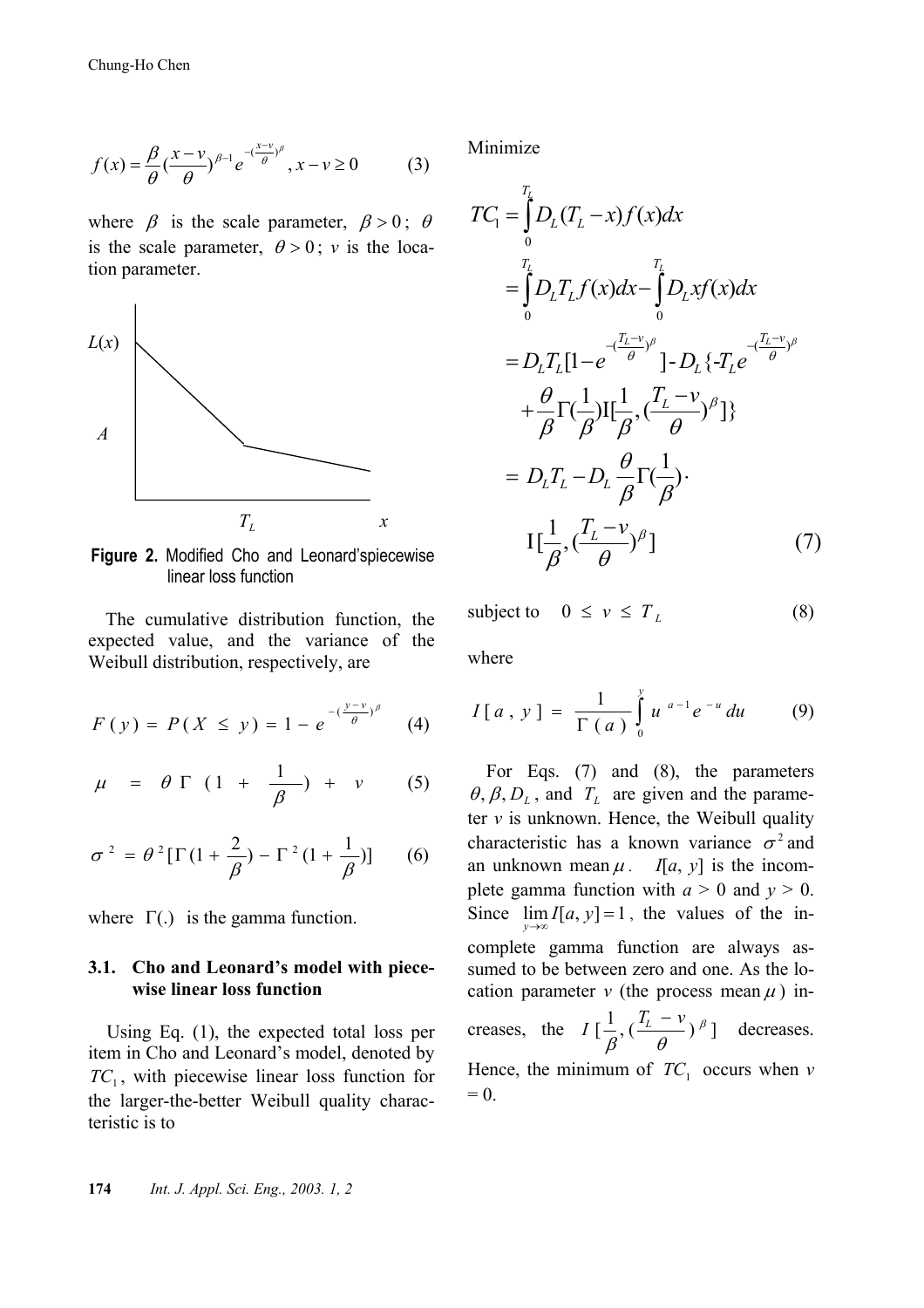$$f(x) = \frac{\beta}{\theta}(\frac{x-v}{\theta})^{\beta-1} e^{-(\frac{x-v}{\theta})^{\beta}}, x - v \geq 0 \tag{3}$$

where $\beta$ is the scale parameter, $\beta > 0$; $\theta$ is the scale parameter, $\theta > 0$; $v$ is the location parameter.

**Figure 2.** Modified Cho and Leonard'spiecewise linear loss function

The cumulative distribution function, the expected value, and the variance of the Weibull distribution, respectively, are

$$F(y) = P(X \leq y) = 1 - e^{-(\frac{y-v}{\theta})^{\beta}} \tag{4}$$

$$\mu = \theta\Gamma(1 + \frac{1}{\beta}) + v \tag{5}$$

$$\sigma^2 = \theta^2[\Gamma(1 + \frac{2}{\beta}) - \Gamma^2(1 + \frac{1}{\beta})] \tag{6}$$

where $\Gamma(.)$ is the gamma function.

### 3.1. Cho and Leonard's model with piecewise linear loss function

Using Eq. (1), the expected total loss per item in Cho and Leonard's model, denoted by $TC_1$, with piecewise linear loss function for the larger-the-better Weibull quality characteristic is to

Minimize

$$\begin{aligned}
TC_1 &= \int_0^{T_L} D_L(T_L - x)f(x)dx \\
&= \int_0^{T_L} D_L T_L f(x)dx - \int_0^{T_L} D_L x f(x)dx \\
&= D_L T_L[1 - e^{-(\frac{T_L - v}{\theta})^{\beta}}] - D_L\{-T_L e^{-(\frac{T_L - v}{\theta})^{\beta}} \\
&\quad + \frac{\theta}{\beta}\Gamma(\frac{1}{\beta})\mathrm{I}[\frac{1}{\beta}, (\frac{T_L - v}{\theta})^{\beta}]\} \\
&= D_L T_L - D_L\frac{\theta}{\beta}\Gamma(\frac{1}{\beta}) \cdot \\
&\quad \mathrm{I}[\frac{1}{\beta}, (\frac{T_L - v}{\theta})^{\beta}]
\end{aligned} \tag{7}$$

subject to $\quad 0 \leq v \leq T_L \qquad (8)$

where

$$I[a, y] = \frac{1}{\Gamma(a)}\int_0^y u^{a-1}e^{-u}du \tag{9}$$

For Eqs. (7) and (8), the parameters $\theta, \beta, D_L$, and $T_L$ are given and the parameter $v$ is unknown. Hence, the Weibull quality characteristic has a known variance $\sigma^2$ and an unknown mean $\mu$. $I[a, y]$ is the incomplete gamma function with $a > 0$ and $y > 0$. Since $\lim_{y \to \infty} I[a, y] = 1$, the values of the incomplete gamma function are always assumed to be between zero and one. As the location parameter $v$ (the process mean $\mu$) increases, the $I[\frac{1}{\beta}, (\frac{T_L - v}{\theta})^{\beta}]$ decreases. Hence, the minimum of $TC_1$ occurs when $v = 0$.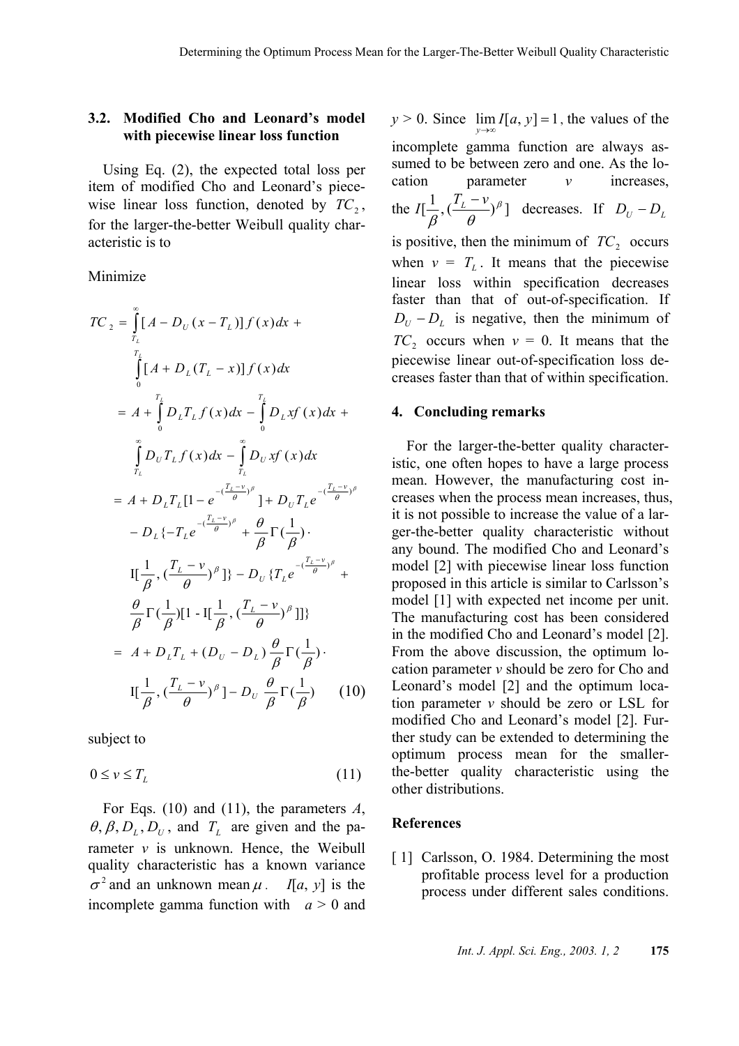### 3.2. Modified Cho and Leonard's model with piecewise linear loss function

Using Eq. (2), the expected total loss per item of modified Cho and Leonard's piecewise linear loss function, denoted by $TC_2$, for the larger-the-better Weibull quality characteristic is to

Minimize

$$
\begin{aligned}
TC_2 &= \int_{T_L}^{\infty} [A - D_U(x - T_L)] f(x)dx + \int_{0}^{T_L} [A + D_L(T_L - x)] f(x)dx \\
&= A + \int_{0}^{T_L} D_L T_L f(x)dx - \int_{0}^{T_L} D_L x f(x)dx + \int_{T_L}^{\infty} D_U T_L f(x)dx - \int_{T_L}^{\infty} D_U x f(x)dx \\
&= A + D_L T_L [1 - e^{-(\frac{T_L - v}{\theta})^{\beta}}] + D_U T_L e^{-(\frac{T_L - v}{\theta})^{\beta}} \\
&\quad - D_L \{-T_L e^{-(\frac{T_L - v}{\theta})^{\beta}} + \frac{\theta}{\beta}\Gamma(\frac{1}{\beta}) \cdot \mathrm{I}[\frac{1}{\beta}, (\frac{T_L - v}{\theta})^{\beta}]\} - D_U \{T_L e^{-(\frac{T_L - v}{\theta})^{\beta}} + \\
&\quad \frac{\theta}{\beta}\Gamma(\frac{1}{\beta})[1 - \mathrm{I}[\frac{1}{\beta}, (\frac{T_L - v}{\theta})^{\beta}]]\} \\
&= A + D_L T_L + (D_U - D_L)\frac{\theta}{\beta}\Gamma(\frac{1}{\beta}) \cdot \mathrm{I}[\frac{1}{\beta}, (\frac{T_L - v}{\theta})^{\beta}] - D_U \frac{\theta}{\beta}\Gamma(\frac{1}{\beta}) \qquad (10)
\end{aligned}
$$

subject to

$$0 \le v \le T_L \qquad (11)$$

For Eqs. (10) and (11), the parameters $A$, $\theta, \beta, D_L, D_U$, and $T_L$ are given and the parameter $v$ is unknown. Hence, the Weibull quality characteristic has a known variance $\sigma^2$ and an unknown mean $\mu$. $I[a, y]$ is the incomplete gamma function with $a > 0$ and $y > 0$. Since $\lim_{y \to \infty} I[a, y] = 1$, the values of the incomplete gamma function are always assumed to be between zero and one. As the location parameter $v$ increases, the $I[\frac{1}{\beta}, (\frac{T_L - v}{\theta})^{\beta}]$ decreases. If $D_U - D_L$ is positive, then the minimum of $TC_2$ occurs when $v = T_L$. It means that the piecewise linear loss within specification decreases faster than that of out-of-specification. If $D_U - D_L$ is negative, then the minimum of $TC_2$ occurs when $v = 0$. It means that the piecewise linear out-of-specification loss decreases faster than that of within specification.

## 4. Concluding remarks

For the larger-the-better quality characteristic, one often hopes to have a large process mean. However, the manufacturing cost increases when the process mean increases, thus, it is not possible to increase the value of a larger-the-better quality characteristic without any bound. The modified Cho and Leonard's model [2] with piecewise linear loss function proposed in this article is similar to Carlsson's model [1] with expected net income per unit. The manufacturing cost has been considered in the modified Cho and Leonard's model [2]. From the above discussion, the optimum location parameter $v$ should be zero for Cho and Leonard's model [2] and the optimum location parameter $v$ should be zero or LSL for modified Cho and Leonard's model [2]. Further study can be extended to determining the optimum process mean for the smaller-the-better quality characteristic using the other distributions.

## References

[1] Carlsson, O. 1984. Determining the most profitable process level for a production process under different sales conditions.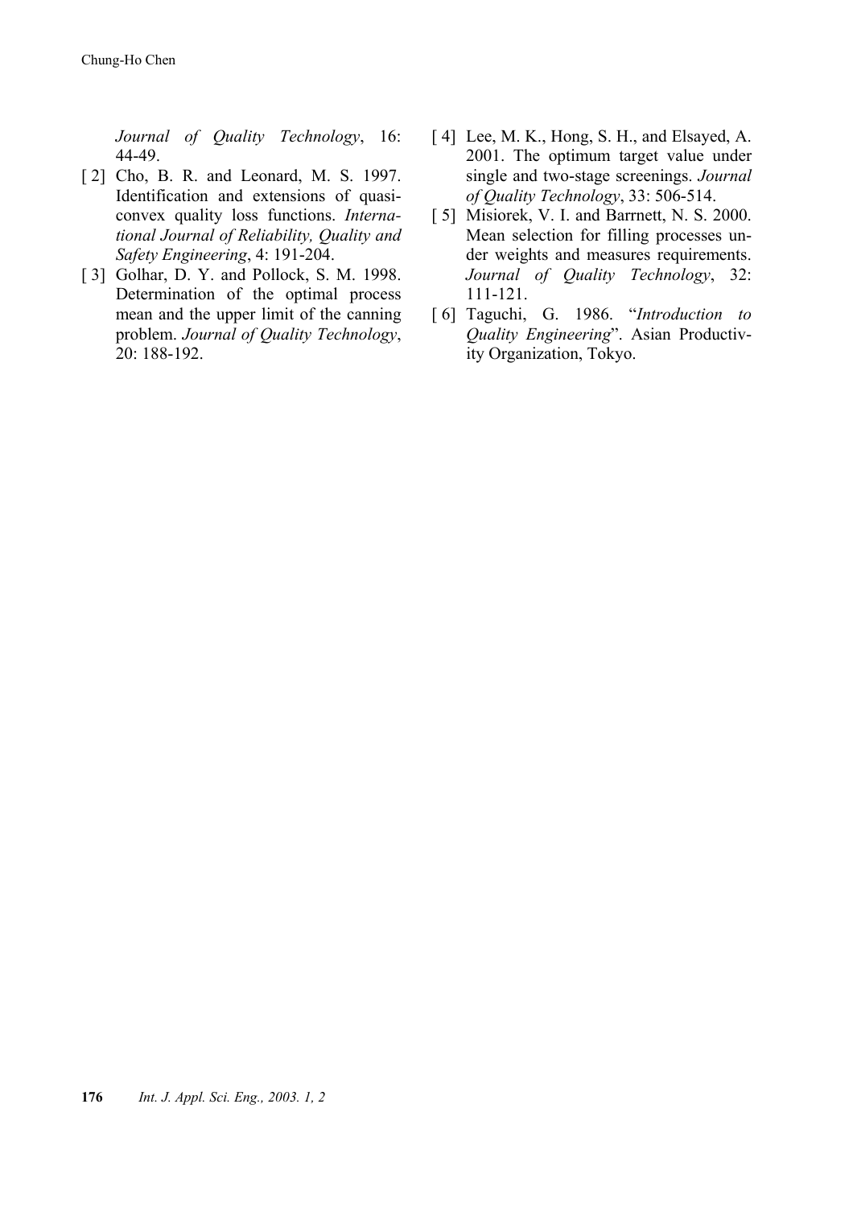*Journal of Quality Technology*, 16: 44-49.

[ 2] Cho, B. R. and Leonard, M. S. 1997. Identification and extensions of quasiconvex quality loss functions. *International Journal of Reliability, Quality and Safety Engineering*, 4: 191-204.

[ 3] Golhar, D. Y. and Pollock, S. M. 1998. Determination of the optimal process mean and the upper limit of the canning problem. *Journal of Quality Technology*, 20: 188-192.

[ 4] Lee, M. K., Hong, S. H., and Elsayed, A. 2001. The optimum target value under single and two-stage screenings. *Journal of Quality Technology*, 33: 506-514.

[ 5] Misiorek, V. I. and Barrnett, N. S. 2000. Mean selection for filling processes under weights and measures requirements. *Journal of Quality Technology*, 32: 111-121.

[ 6] Taguchi, G. 1986. "*Introduction to Quality Engineering*". Asian Productivity Organization, Tokyo.